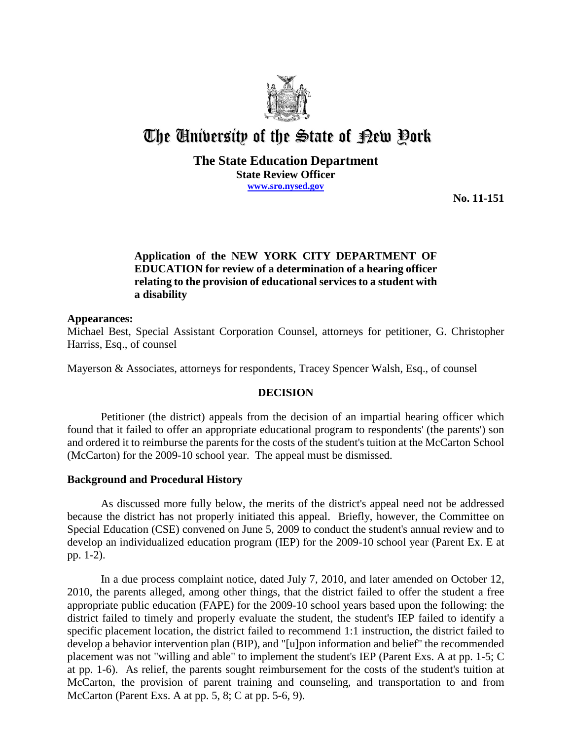# The University of the State of New York

**The State Education Department**
**State Review Officer**
**www.sro.nysed.gov**

**No. 11-151**

**Application of the NEW YORK CITY DEPARTMENT OF EDUCATION for review of a determination of a hearing officer relating to the provision of educational services to a student with a disability**

**Appearances:**
Michael Best, Special Assistant Corporation Counsel, attorneys for petitioner, G. Christopher Harriss, Esq., of counsel

Mayerson & Associates, attorneys for respondents, Tracey Spencer Walsh, Esq., of counsel

## DECISION

Petitioner (the district) appeals from the decision of an impartial hearing officer which found that it failed to offer an appropriate educational program to respondents' (the parents') son and ordered it to reimburse the parents for the costs of the student's tuition at the McCarton School (McCarton) for the 2009-10 school year. The appeal must be dismissed.

## Background and Procedural History

As discussed more fully below, the merits of the district's appeal need not be addressed because the district has not properly initiated this appeal. Briefly, however, the Committee on Special Education (CSE) convened on June 5, 2009 to conduct the student's annual review and to develop an individualized education program (IEP) for the 2009-10 school year (Parent Ex. E at pp. 1-2).

In a due process complaint notice, dated July 7, 2010, and later amended on October 12, 2010, the parents alleged, among other things, that the district failed to offer the student a free appropriate public education (FAPE) for the 2009-10 school years based upon the following: the district failed to timely and properly evaluate the student, the student's IEP failed to identify a specific placement location, the district failed to recommend 1:1 instruction, the district failed to develop a behavior intervention plan (BIP), and "[u]pon information and belief" the recommended placement was not "willing and able" to implement the student's IEP (Parent Exs. A at pp. 1-5; C at pp. 1-6). As relief, the parents sought reimbursement for the costs of the student's tuition at McCarton, the provision of parent training and counseling, and transportation to and from McCarton (Parent Exs. A at pp. 5, 8; C at pp. 5-6, 9).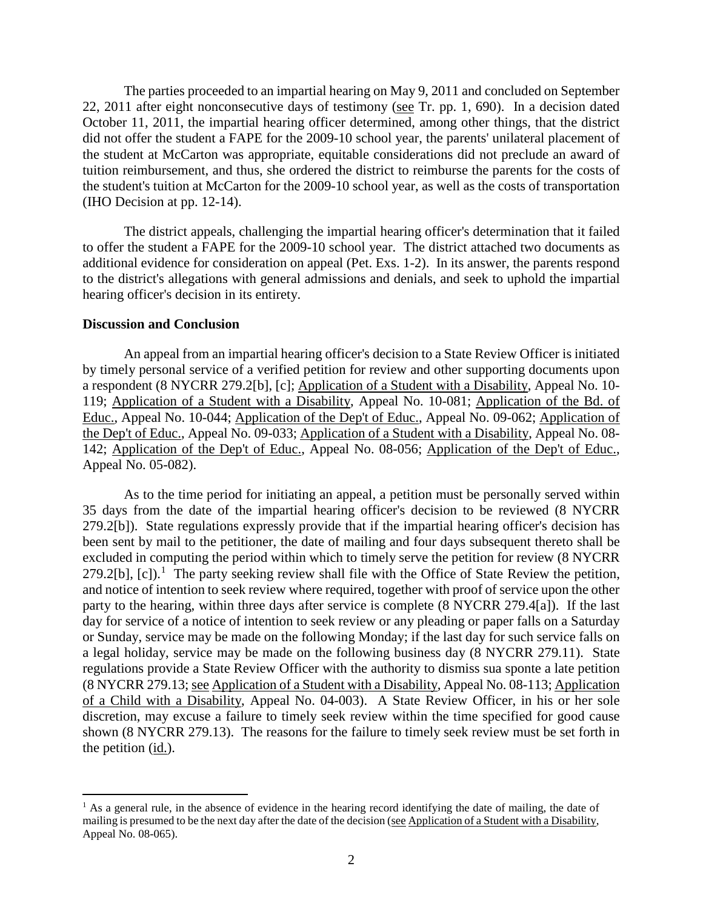The parties proceeded to an impartial hearing on May 9, 2011 and concluded on September 22, 2011 after eight nonconsecutive days of testimony (see Tr. pp. 1, 690). In a decision dated October 11, 2011, the impartial hearing officer determined, among other things, that the district did not offer the student a FAPE for the 2009-10 school year, the parents' unilateral placement of the student at McCarton was appropriate, equitable considerations did not preclude an award of tuition reimbursement, and thus, she ordered the district to reimburse the parents for the costs of the student's tuition at McCarton for the 2009-10 school year, as well as the costs of transportation (IHO Decision at pp. 12-14).

The district appeals, challenging the impartial hearing officer's determination that it failed to offer the student a FAPE for the 2009-10 school year. The district attached two documents as additional evidence for consideration on appeal (Pet. Exs. 1-2). In its answer, the parents respond to the district's allegations with general admissions and denials, and seek to uphold the impartial hearing officer's decision in its entirety.

**Discussion and Conclusion**

An appeal from an impartial hearing officer's decision to a State Review Officer is initiated by timely personal service of a verified petition for review and other supporting documents upon a respondent (8 NYCRR 279.2[b], [c]; Application of a Student with a Disability, Appeal No. 10-119; Application of a Student with a Disability, Appeal No. 10-081; Application of the Bd. of Educ., Appeal No. 10-044; Application of the Dep't of Educ., Appeal No. 09-062; Application of the Dep't of Educ., Appeal No. 09-033; Application of a Student with a Disability, Appeal No. 08-142; Application of the Dep't of Educ., Appeal No. 08-056; Application of the Dep't of Educ., Appeal No. 05-082).

As to the time period for initiating an appeal, a petition must be personally served within 35 days from the date of the impartial hearing officer's decision to be reviewed (8 NYCRR 279.2[b]). State regulations expressly provide that if the impartial hearing officer's decision has been sent by mail to the petitioner, the date of mailing and four days subsequent thereto shall be excluded in computing the period within which to timely serve the petition for review (8 NYCRR 279.2[b], [c]).[1] The party seeking review shall file with the Office of State Review the petition, and notice of intention to seek review where required, together with proof of service upon the other party to the hearing, within three days after service is complete (8 NYCRR 279.4[a]). If the last day for service of a notice of intention to seek review or any pleading or paper falls on a Saturday or Sunday, service may be made on the following Monday; if the last day for such service falls on a legal holiday, service may be made on the following business day (8 NYCRR 279.11). State regulations provide a State Review Officer with the authority to dismiss sua sponte a late petition (8 NYCRR 279.13; see Application of a Student with a Disability, Appeal No. 08-113; Application of a Child with a Disability, Appeal No. 04-003). A State Review Officer, in his or her sole discretion, may excuse a failure to timely seek review within the time specified for good cause shown (8 NYCRR 279.13). The reasons for the failure to timely seek review must be set forth in the petition (id.).

[1] As a general rule, in the absence of evidence in the hearing record identifying the date of mailing, the date of mailing is presumed to be the next day after the date of the decision (see Application of a Student with a Disability, Appeal No. 08-065).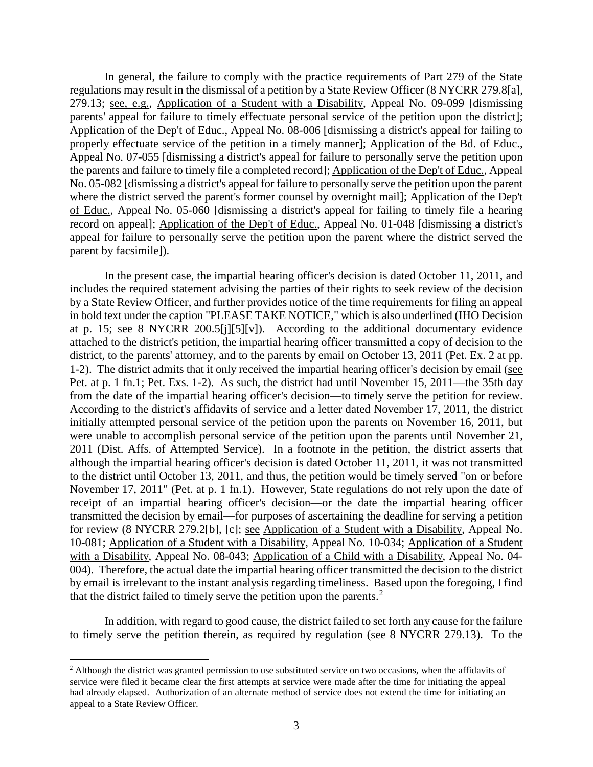In general, the failure to comply with the practice requirements of Part 279 of the State regulations may result in the dismissal of a petition by a State Review Officer (8 NYCRR 279.8[a], 279.13; see, e.g., Application of a Student with a Disability, Appeal No. 09-099 [dismissing parents' appeal for failure to timely effectuate personal service of the petition upon the district]; Application of the Dep't of Educ., Appeal No. 08-006 [dismissing a district's appeal for failing to properly effectuate service of the petition in a timely manner]; Application of the Bd. of Educ., Appeal No. 07-055 [dismissing a district's appeal for failure to personally serve the petition upon the parents and failure to timely file a completed record]; Application of the Dep't of Educ., Appeal No. 05-082 [dismissing a district's appeal for failure to personally serve the petition upon the parent where the district served the parent's former counsel by overnight mail]; Application of the Dep't of Educ., Appeal No. 05-060 [dismissing a district's appeal for failing to timely file a hearing record on appeal]; Application of the Dep't of Educ., Appeal No. 01-048 [dismissing a district's appeal for failure to personally serve the petition upon the parent where the district served the parent by facsimile]).

In the present case, the impartial hearing officer's decision is dated October 11, 2011, and includes the required statement advising the parties of their rights to seek review of the decision by a State Review Officer, and further provides notice of the time requirements for filing an appeal in bold text under the caption "PLEASE TAKE NOTICE," which is also underlined (IHO Decision at p. 15; see 8 NYCRR 200.5[j][5][v]). According to the additional documentary evidence attached to the district's petition, the impartial hearing officer transmitted a copy of decision to the district, to the parents' attorney, and to the parents by email on October 13, 2011 (Pet. Ex. 2 at pp. 1-2). The district admits that it only received the impartial hearing officer's decision by email (see Pet. at p. 1 fn.1; Pet. Exs. 1-2). As such, the district had until November 15, 2011—the 35th day from the date of the impartial hearing officer's decision—to timely serve the petition for review. According to the district's affidavits of service and a letter dated November 17, 2011, the district initially attempted personal service of the petition upon the parents on November 16, 2011, but were unable to accomplish personal service of the petition upon the parents until November 21, 2011 (Dist. Affs. of Attempted Service). In a footnote in the petition, the district asserts that although the impartial hearing officer's decision is dated October 11, 2011, it was not transmitted to the district until October 13, 2011, and thus, the petition would be timely served "on or before November 17, 2011" (Pet. at p. 1 fn.1). However, State regulations do not rely upon the date of receipt of an impartial hearing officer's decision—or the date the impartial hearing officer transmitted the decision by email—for purposes of ascertaining the deadline for serving a petition for review (8 NYCRR 279.2[b], [c]; see Application of a Student with a Disability, Appeal No. 10-081; Application of a Student with a Disability, Appeal No. 10-034; Application of a Student with a Disability, Appeal No. 08-043; Application of a Child with a Disability, Appeal No. 04-004). Therefore, the actual date the impartial hearing officer transmitted the decision to the district by email is irrelevant to the instant analysis regarding timeliness. Based upon the foregoing, I find that the district failed to timely serve the petition upon the parents.[2]

In addition, with regard to good cause, the district failed to set forth any cause for the failure to timely serve the petition therein, as required by regulation (see 8 NYCRR 279.13). To the

---

[2] Although the district was granted permission to use substituted service on two occasions, when the affidavits of service were filed it became clear the first attempts at service were made after the time for initiating the appeal had already elapsed. Authorization of an alternate method of service does not extend the time for initiating an appeal to a State Review Officer.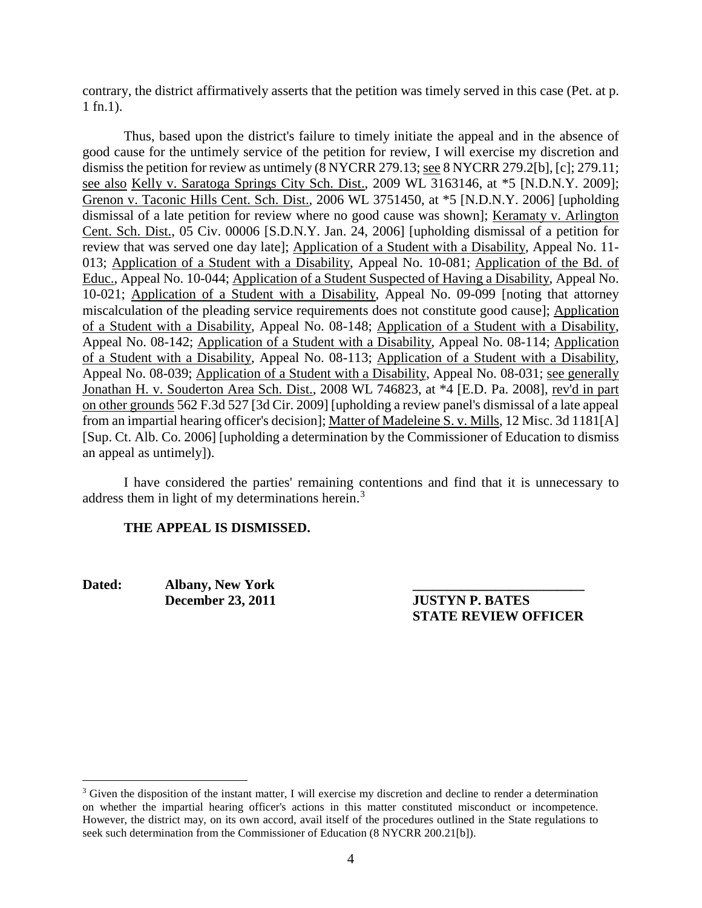contrary, the district affirmatively asserts that the petition was timely served in this case (Pet. at p. 1 fn.1).

Thus, based upon the district's failure to timely initiate the appeal and in the absence of good cause for the untimely service of the petition for review, I will exercise my discretion and dismiss the petition for review as untimely (8 NYCRR 279.13; see 8 NYCRR 279.2[b], [c]; 279.11; see also Kelly v. Saratoga Springs City Sch. Dist., 2009 WL 3163146, at *5 [N.D.N.Y. 2009]; Grenon v. Taconic Hills Cent. Sch. Dist., 2006 WL 3751450, at *5 [N.D.N.Y. 2006] [upholding dismissal of a late petition for review where no good cause was shown]; Keramaty v. Arlington Cent. Sch. Dist., 05 Civ. 00006 [S.D.N.Y. Jan. 24, 2006] [upholding dismissal of a petition for review that was served one day late]; Application of a Student with a Disability, Appeal No. 11-013; Application of a Student with a Disability, Appeal No. 10-081; Application of the Bd. of Educ., Appeal No. 10-044; Application of a Student Suspected of Having a Disability, Appeal No. 10-021; Application of a Student with a Disability, Appeal No. 09-099 [noting that attorney miscalculation of the pleading service requirements does not constitute good cause]; Application of a Student with a Disability, Appeal No. 08-148; Application of a Student with a Disability, Appeal No. 08-142; Application of a Student with a Disability, Appeal No. 08-114; Application of a Student with a Disability, Appeal No. 08-113; Application of a Student with a Disability, Appeal No. 08-039; Application of a Student with a Disability, Appeal No. 08-031; see generally Jonathan H. v. Souderton Area Sch. Dist., 2008 WL 746823, at *4 [E.D. Pa. 2008], rev'd in part on other grounds 562 F.3d 527 [3d Cir. 2009] [upholding a review panel's dismissal of a late appeal from an impartial hearing officer's decision]; Matter of Madeleine S. v. Mills, 12 Misc. 3d 1181[A] [Sup. Ct. Alb. Co. 2006] [upholding a determination by the Commissioner of Education to dismiss an appeal as untimely]).

I have considered the parties' remaining contentions and find that it is unnecessary to address them in light of my determinations herein.[3]

**THE APPEAL IS DISMISSED.**

**Dated:** **Albany, New York**
**December 23, 2011**

_________________________
**JUSTYN P. BATES**
**STATE REVIEW OFFICER**

[3] Given the disposition of the instant matter, I will exercise my discretion and decline to render a determination on whether the impartial hearing officer's actions in this matter constituted misconduct or incompetence. However, the district may, on its own accord, avail itself of the procedures outlined in the State regulations to seek such determination from the Commissioner of Education (8 NYCRR 200.21[b]).